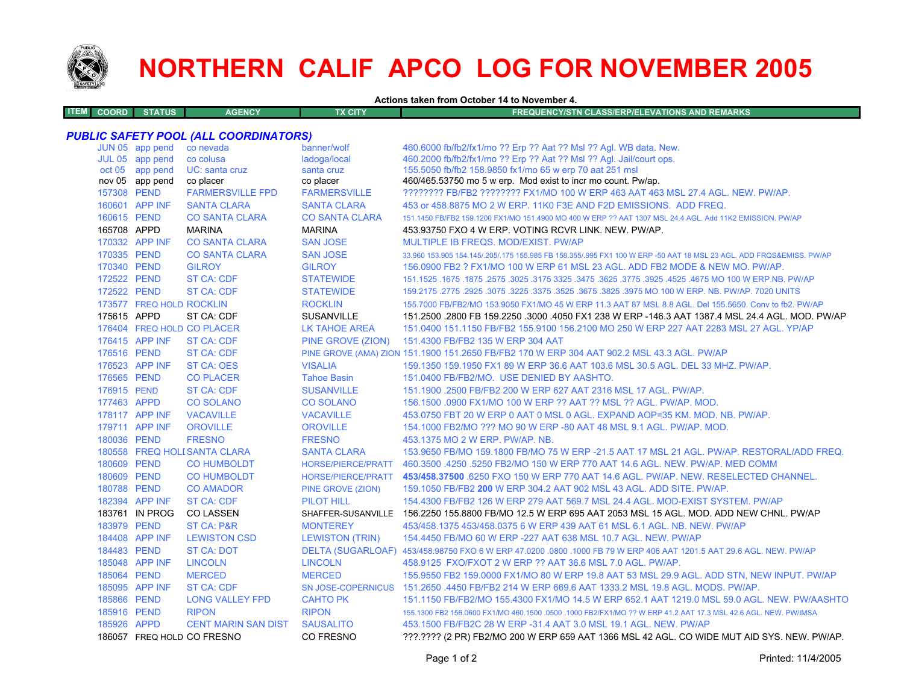# NORTHERN CALIF APCO LOG FOR NOVEMBER 2005

**Actions taken from October 14 to November 4.**

| ITEM | COORD | STATUS | AGENCY | TX CITY | FREQUENCY/STN CLASS/ERP/ELEVATIONS AND REMARKS |
|---|---|---|---|---|---|

## *PUBLIC SAFETY POOL (ALL COORDINATORS)*

| ITEM | COORD | STATUS | AGENCY | TX CITY | FREQUENCY/STN CLASS/ERP/ELEVATIONS AND REMARKS |
|---|---|---|---|---|---|
| | JUN 05 | app pend | co nevada | banner/wolf | 460.6000 fb/fb2/fx1/mo ?? Erp ?? Aat ?? Msl ?? Agl. WB data. New. |
| | JUL 05 | app pend | co colusa | ladoga/local | 460.2000 fb/fb2/fx1/mo ?? Erp ?? Aat ?? Msl ?? Agl. Jail/court ops. |
| | oct 05 | app pend | UC: santa cruz | santa cruz | 155.5050 fb/fb2 158.9850 fx1/mo 65 w erp 70 aat 251 msl |
| | nov 05 | app pend | co placer | co placer | 460/465.53750 mo 5 w erp. Mod exist to incr mo count. Pw/ap. |
| | 157308 | PEND | FARMERSVILLE FPD | FARMERSVILLE | ???????? FB/FB2 ???????? FX1/MO 100 W ERP 463 AAT 463 MSL 27.4 AGL. NEW. PW/AP. |
| | 160601 | APP INF | SANTA CLARA | SANTA CLARA | 453 or 458.8875 MO 2 W ERP. 11K0 F3E AND F2D EMISSIONS. ADD FREQ. |
| | 160615 | PEND | CO SANTA CLARA | CO SANTA CLARA | 151.1450 FB/FB2 159.1200 FX1/MO 151.4900 MO 400 W ERP ?? AAT 1307 MSL 24.4 AGL. Add 11K2 EMISSION. PW/AP |
| | 165708 | APPD | MARINA | MARINA | 453.93750 FXO 4 W ERP. VOTING RCVR LINK. NEW. PW/AP. |
| | 170332 | APP INF | CO SANTA CLARA | SAN JOSE | MULTIPLE IB FREQS. MOD/EXIST. PW/AP |
| | 170335 | PEND | CO SANTA CLARA | SAN JOSE | 33.960 153.905 154.145/.205/.175 155.985 FB 158.355/.995 FX1 100 W ERP -50 AAT 18 MSL 23 AGL. ADD FRQS&EMISS. PW/AP |
| | 170340 | PEND | GILROY | GILROY | 156.0900 FB2 ? FX1/MO 100 W ERP 61 MSL 23 AGL. ADD FB2 MODE & NEW MO. PW/AP. |
| | 172522 | PEND | ST CA: CDF | STATEWIDE | 151.1525 .1675 .1875 .2575 .3025 .3175 3325 .3475 .3625 .3775 .3925 .4525 .4675 MO 100 W ERP.NB. PW/AP |
| | 172522 | PEND | ST CA: CDF | STATEWIDE | 159.2175 .2775 .2925 .3075 .3225 .3375 .3525 .3675 .3825 .3975 MO 100 W ERP. NB. PW/AP. 7020 UNITS |
| | 173577 | FREQ HOLD | ROCKLIN | ROCKLIN | 155.7000 FB/FB2/MO 153.9050 FX1/MO 45 W ERP 11.3 AAT 87 MSL 8.8 AGL. Del 155.5650. Conv to fb2. PW/AP |
| | 175615 | APPD | ST CA: CDF | SUSANVILLE | 151.2500 .2800 FB 159.2250 .3000 .4050 FX1 238 W ERP -146.3 AAT 1387.4 MSL 24.4 AGL. MOD. PW/AP |
| | 176404 | FREQ HOLD | CO PLACER | LK TAHOE AREA | 151.0400 151.1150 FB/FB2 155.9100 156.2100 MO 250 W ERP 227 AAT 2283 MSL 27 AGL. YP/AP |
| | 176415 | APP INF | ST CA: CDF | PINE GROVE (ZION) | 151.4300 FB/FB2 135 W ERP 304 AAT |
| | 176516 | PEND | ST CA: CDF | PINE GROVE (AMA) ZION | 151.1900 151.2650 FB/FB2 170 W ERP 304 AAT 902.2 MSL 43.3 AGL. PW/AP |
| | 176523 | APP INF | ST CA: OES | VISALIA | 159.1350 159.1950 FX1 89 W ERP 36.6 AAT 103.6 MSL 30.5 AGL. DEL 33 MHZ. PW/AP. |
| | 176565 | PEND | CO PLACER | Tahoe Basin | 151.0400 FB/FB2/MO. USE DENIED BY AASHTO. |
| | 176915 | PEND | ST CA: CDF | SUSANVILLE | 151.1900 .2500 FB/FB2 200 W ERP 627 AAT 2316 MSL 17 AGL. PW/AP. |
| | 177463 | APPD | CO SOLANO | CO SOLANO | 156.1500 .0900 FX1/MO 100 W ERP ?? AAT ?? MSL ?? AGL. PW/AP. MOD. |
| | 178117 | APP INF | VACAVILLE | VACAVILLE | 453.0750 FBT 20 W ERP 0 AAT 0 MSL 0 AGL. EXPAND AOP=35 KM. MOD. NB. PW/AP. |
| | 179711 | APP INF | OROVILLE | OROVILLE | 154.1000 FB2/MO ??? MO 90 W ERP -80 AAT 48 MSL 9.1 AGL. PW/AP. MOD. |
| | 180036 | PEND | FRESNO | FRESNO | 453.1375 MO 2 W ERP. PW/AP. NB. |
| | 180558 | FREQ HOLD | SANTA CLARA | SANTA CLARA | 153.9650 FB/MO 159.1800 FB/MO 75 W ERP -21.5 AAT 17 MSL 21 AGL. PW/AP. RESTORAL/ADD FREQ. |
| | 180609 | PEND | CO HUMBOLDT | HORSE/PIERCE/PRATT | 460.3500 .4250 .5250 FB2/MO 150 W ERP 770 AAT 14.6 AGL. NEW. PW/AP. MED COMM |
| | 180609 | PEND | CO HUMBOLDT | HORSE/PIERCE/PRATT | **453/458.37500** .6250 FXO 150 W ERP 770 AAT 14.6 AGL. PW/AP. NEW. RESELECTED CHANNEL. |
| | 180788 | PEND | CO AMADOR | PINE GROVE (ZION) | 159.1050 FB/FB2 **200** W ERP 304.2 AAT 902 MSL 43 AGL. ADD SITE. PW/AP. |
| | 182394 | APP INF | ST CA: CDF | PILOT HILL | 154.4300 FB/FB2 126 W ERP 279 AAT 569.7 MSL 24.4 AGL. MOD-EXIST SYSTEM. PW/AP |
| | 183761 | IN PROG | CO LASSEN | SHAFFER-SUSANVILLE | 156.2250 155.8800 FB/MO 12.5 W ERP 695 AAT 2053 MSL 15 AGL. MOD. ADD NEW CHNL. PW/AP |
| | 183979 | PEND | ST CA: P&R | MONTEREY | 453/458.1375 453/458.0375 6 W ERP 439 AAT 61 MSL 6.1 AGL. NB. NEW. PW/AP |
| | 184408 | APP INF | LEWISTON CSD | LEWISTON (TRIN) | 154.4450 FB/MO 60 W ERP -227 AAT 638 MSL 10.7 AGL. NEW. PW/AP |
| | 184483 | PEND | ST CA: DOT | DELTA (SUGARLOAF) | 453/458.98750 FXO 6 W ERP 47.0200 .0800 .1000 FB 79 W ERP 406 AAT 1201.5 AAT 29.6 AGL. NEW. PW/AP |
| | 185048 | APP INF | LINCOLN | LINCOLN | 458.9125 FXO/FXOT 2 W ERP ?? AAT 36.6 MSL 7.0 AGL. PW/AP. |
| | 185064 | PEND | MERCED | MERCED | 155.9550 FB2 159.0000 FX1/MO 80 W ERP 19.8 AAT 53 MSL 29.9 AGL. ADD STN, NEW INPUT. PW/AP |
| | 185095 | APP INF | ST CA: CDF | SN JOSE-COPERNICUS | 151.2650 .4450 FB/FB2 214 W ERP 669.6 AAT 1333.2 MSL 19.8 AGL. MODS. PW/AP. |
| | 185866 | PEND | LONG VALLEY FPD | CAHTO PK | 151.1150 FB/FB2/MO 155.4300 FX1/MO 14.5 W ERP 652.1 AAT 1219.0 MSL 59.0 AGL. NEW. PW/AASHTO |
| | 185916 | PEND | RIPON | RIPON | 155.1300 FB2 156.0600 FX1/MO 460.1500 .0500 .1000 FB2/FX1/MO ?? W ERP 41.2 AAT 17.3 MSL 42.6 AGL. NEW. PW/IMSA |
| | 185926 | APPD | CENT MARIN SAN DIST | SAUSALITO | 453.1500 FB/FB2C 28 W ERP -31.4 AAT 3.0 MSL 19.1 AGL. NEW. PW/AP |
| | 186057 | FREQ HOLD | CO FRESNO | CO FRESNO | ???.???? (2 PR) FB2/MO 200 W ERP 659 AAT 1366 MSL 42 AGL. CO WIDE MUT AID SYS. NEW. PW/AP. |

Printed: 11/4/2005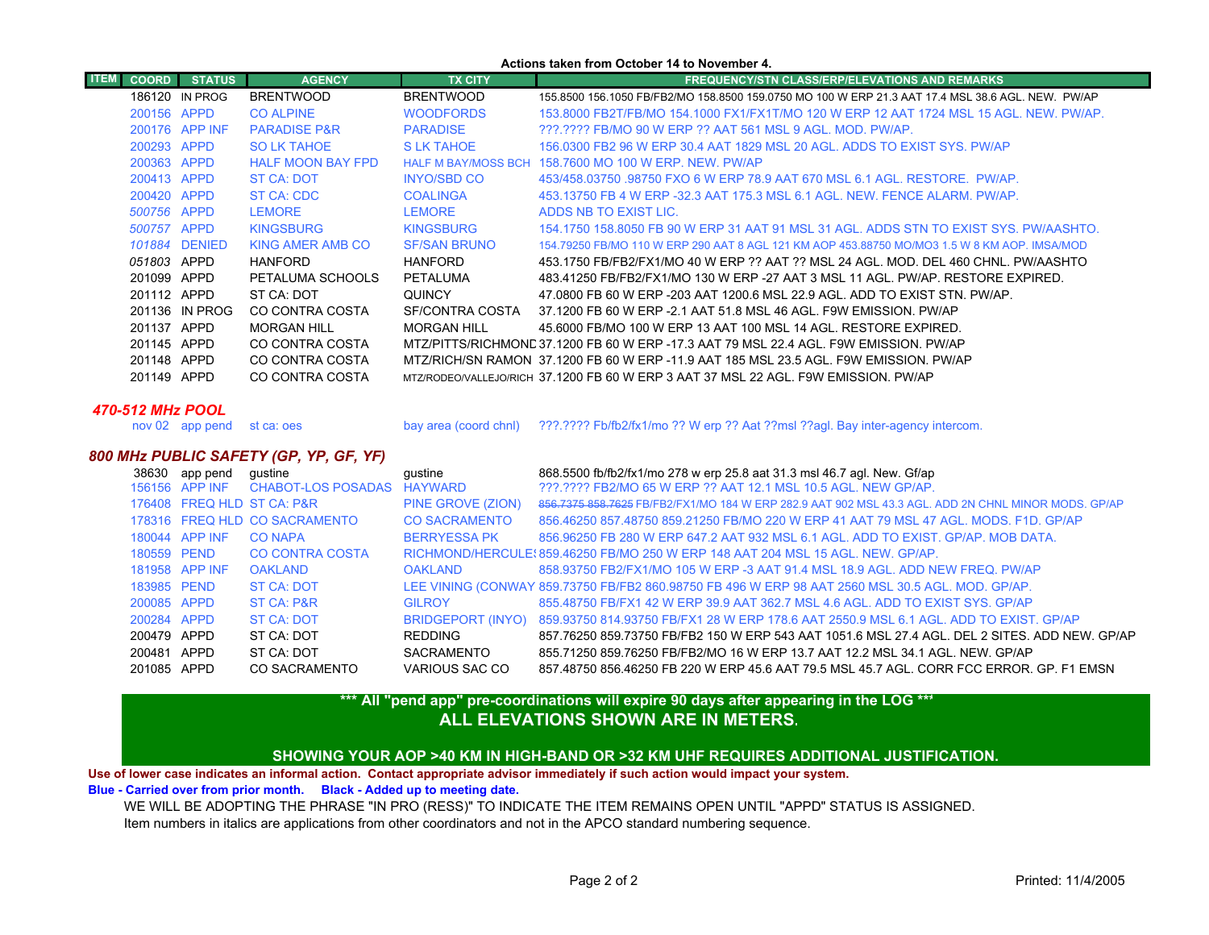**Actions taken from October 14 to November 4.**

| ITEM | COORD | STATUS | AGENCY | TX CITY | FREQUENCY/STN CLASS/ERP/ELEVATIONS AND REMARKS |
|---|---|---|---|---|---|
| | 186120 | IN PROG | BRENTWOOD | BRENTWOOD | 155.8500 156.1050 FB/FB2/MO 158.8500 159.0750 MO 100 W ERP 21.3 AAT 17.4 MSL 38.6 AGL. NEW. PW/AP |
| | 200156 | APPD | CO ALPINE | WOODFORDS | 153.8000 FB2T/FB/MO 154.1000 FX1/FX1T/MO 120 W ERP 12 AAT 1724 MSL 15 AGL. NEW. PW/AP. |
| | 200176 | APP INF | PARADISE P&R | PARADISE | ???.???? FB/MO 90 W ERP ?? AAT 561 MSL 9 AGL. MOD. PW/AP. |
| | 200293 | APPD | SO LK TAHOE | S LK TAHOE | 156.0300 FB2 96 W ERP 30.4 AAT 1829 MSL 20 AGL. ADDS TO EXIST SYS. PW/AP |
| | 200363 | APPD | HALF MOON BAY FPD | HALF M BAY/MOSS BCH | 158.7600 MO 100 W ERP. NEW. PW/AP |
| | 200413 | APPD | ST CA: DOT | INYO/SBD CO | 453/458.03750 .98750 FXO 6 W ERP 78.9 AAT 670 MSL 6.1 AGL. RESTORE. PW/AP. |
| | 200420 | APPD | ST CA: CDC | COALINGA | 453.13750 FB 4 W ERP -32.3 AAT 175.3 MSL 6.1 AGL. NEW. FENCE ALARM. PW/AP. |
| | *500756* | APPD | LEMORE | LEMORE | ADDS NB TO EXIST LIC. |
| | *500757* | APPD | KINGSBURG | KINGSBURG | 154.1750 158.8050 FB 90 W ERP 31 AAT 91 MSL 31 AGL. ADDS STN TO EXIST SYS. PW/AASHTO. |
| | *101884* | DENIED | KING AMER AMB CO | SF/SAN BRUNO | 154.79250 FB/MO 110 W ERP 290 AAT 8 AGL 121 KM AOP 453.88750 MO/MO3 1.5 W 8 KM AOP. IMSA/MOD |
| | *051803* | APPD | HANFORD | HANFORD | 453.1750 FB/FB2/FX1/MO 40 W ERP ?? AAT ?? MSL 24 AGL. MOD. DEL 460 CHNL. PW/AASHTO |
| | 201099 | APPD | PETALUMA SCHOOLS | PETALUMA | 483.41250 FB/FB2/FX1/MO 130 W ERP -27 AAT 3 MSL 11 AGL. PW/AP. RESTORE EXPIRED. |
| | 201112 | APPD | ST CA: DOT | QUINCY | 47.0800 FB 60 W ERP -203 AAT 1200.6 MSL 22.9 AGL. ADD TO EXIST STN. PW/AP. |
| | 201136 | IN PROG | CO CONTRA COSTA | SF/CONTRA COSTA | 37.1200 FB 60 W ERP -2.1 AAT 51.8 MSL 46 AGL. F9W EMISSION. PW/AP |
| | 201137 | APPD | MORGAN HILL | MORGAN HILL | 45.6000 FB/MO 100 W ERP 13 AAT 100 MSL 14 AGL. RESTORE EXPIRED. |
| | 201145 | APPD | CO CONTRA COSTA | MTZ/PITTS/RICHMOND | 37.1200 FB 60 W ERP -17.3 AAT 79 MSL 22.4 AGL. F9W EMISSION. PW/AP |
| | 201148 | APPD | CO CONTRA COSTA | MTZ/RICH/SN RAMON | 37.1200 FB 60 W ERP -11.9 AAT 185 MSL 23.5 AGL. F9W EMISSION. PW/AP |
| | 201149 | APPD | CO CONTRA COSTA | MTZ/RODEO/VALLEJO/RICH | 37.1200 FB 60 W ERP 3 AAT 37 MSL 22 AGL. F9W EMISSION. PW/AP |

### *470-512 MHz POOL*

| | | | | |
|---|---|---|---|---|
| nov 02 | app pend | st ca: oes | bay area (coord chnl) | ???.???? Fb/fb2/fx1/mo ?? W erp ?? Aat ??msl ??agl. Bay inter-agency intercom. |

### *800 MHz PUBLIC SAFETY (GP, YP, GF, YF)*

| | | | | |
|---|---|---|---|---|
| 38630 | app pend | gustine | gustine | 868.5500 fb/fb2/fx1/mo 278 w erp 25.8 aat 31.3 msl 46.7 agl. New. Gf/ap |
| 156156 | APP INF | CHABOT-LOS POSADAS | HAYWARD | ???.???? FB2/MO 65 W ERP ?? AAT 12.1 MSL 10.5 AGL. NEW GP/AP. |
| 176408 | FREQ HLD | ST CA: P&R | PINE GROVE (ZION) | ~~856.7375 858.7625~~ FB/FB2/FX1/MO 184 W ERP 282.9 AAT 902 MSL 43.3 AGL. ADD 2N CHNL MINOR MODS. GP/AP |
| 178316 | FREQ HLD | CO SACRAMENTO | CO SACRAMENTO | 856.46250 857.48750 859.21250 FB/MO 220 W ERP 41 AAT 79 MSL 47 AGL. MODS. F1D. GP/AP |
| 180044 | APP INF | CO NAPA | BERRYESSA PK | 856.96250 FB 280 W ERP 647.2 AAT 932 MSL 6.1 AGL. ADD TO EXIST. GP/AP. MOB DATA. |
| 180559 | PEND | CO CONTRA COSTA | RICHMOND/HERCULES | 859.46250 FB/MO 250 W ERP 148 AAT 204 MSL 15 AGL. NEW. GP/AP. |
| 181958 | APP INF | OAKLAND | OAKLAND | 858.93750 FB2/FX1/MO 105 W ERP -3 AAT 91.4 MSL 18.9 AGL. ADD NEW FREQ. PW/AP |
| 183985 | PEND | ST CA: DOT | LEE VINING (CONWAY | 859.73750 FB/FB2 860.98750 FB 496 W ERP 98 AAT 2560 MSL 30.5 AGL. MOD. GP/AP. |
| 200085 | APPD | ST CA: P&R | GILROY | 855.48750 FB/FX1 42 W ERP 39.9 AAT 362.7 MSL 4.6 AGL. ADD TO EXIST SYS. GP/AP |
| 200284 | APPD | ST CA: DOT | BRIDGEPORT (INYO) | 859.93750 814.93750 FB/FX1 28 W ERP 178.6 AAT 2550.9 MSL 6.1 AGL. ADD TO EXIST. GP/AP |
| 200479 | APPD | ST CA: DOT | REDDING | 857.76250 859.73750 FB/FB2 150 W ERP 543 AAT 1051.6 MSL 27.4 AGL. DEL 2 SITES. ADD NEW. GP/AP |
| 200481 | APPD | ST CA: DOT | SACRAMENTO | 855.71250 859.76250 FB/FB2/MO 16 W ERP 13.7 AAT 12.2 MSL 34.1 AGL. NEW. GP/AP |
| 201085 | APPD | CO SACRAMENTO | VARIOUS SAC CO | 857.48750 856.46250 FB 220 W ERP 45.6 AAT 79.5 MSL 45.7 AGL. CORR FCC ERROR. GP. F1 EMSN |

**\*\*\* All "pend app" pre-coordinations will expire 90 days after appearing in the LOG \*\*\***

**ALL ELEVATIONS SHOWN ARE IN METERS.**

**SHOWING YOUR AOP >40 KM IN HIGH-BAND OR >32 KM UHF REQUIRES ADDITIONAL JUSTIFICATION.**

**Use of lower case indicates an informal action. Contact appropriate advisor immediately if such action would impact your system.**

**Blue - Carried over from prior month. Black - Added up to meeting date.**

WE WILL BE ADOPTING THE PHRASE "IN PRO (RESS)" TO INDICATE THE ITEM REMAINS OPEN UNTIL "APPD" STATUS IS ASSIGNED.

Item numbers in italics are applications from other coordinators and not in the APCO standard numbering sequence.

Printed: 11/4/2005